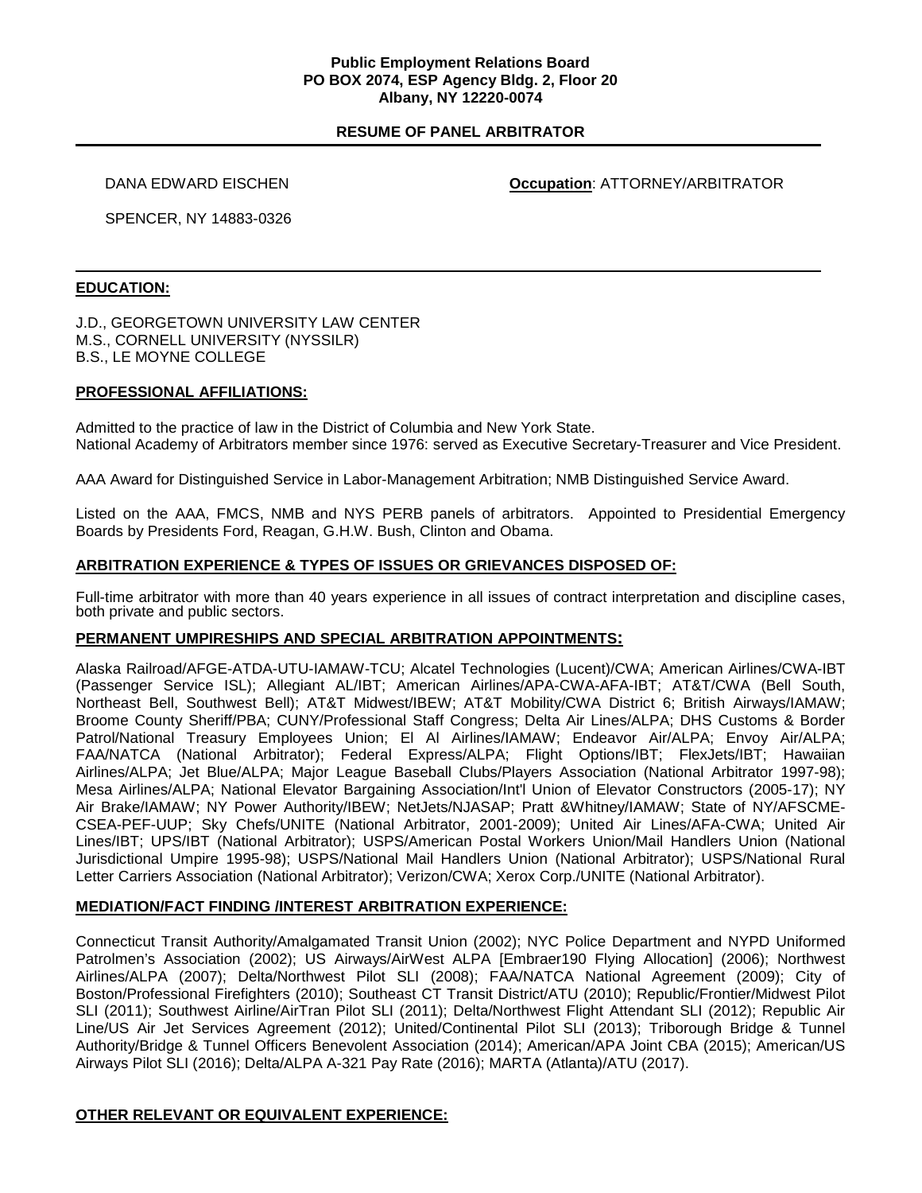**Public Employment Relations Board**
**PO BOX 2074, ESP Agency Bldg. 2, Floor 20**
**Albany, NY 12220-0074**

## RESUME OF PANEL ARBITRATOR

DANA EDWARD EISCHEN | **Occupation**: ATTORNEY/ARBITRATOR

SPENCER, NY 14883-0326

---

### EDUCATION:

J.D., GEORGETOWN UNIVERSITY LAW CENTER
M.S., CORNELL UNIVERSITY (NYSSILR)
B.S., LE MOYNE COLLEGE

### PROFESSIONAL AFFILIATIONS:

Admitted to the practice of law in the District of Columbia and New York State.
National Academy of Arbitrators member since 1976: served as Executive Secretary-Treasurer and Vice President.

AAA Award for Distinguished Service in Labor-Management Arbitration; NMB Distinguished Service Award.

Listed on the AAA, FMCS, NMB and NYS PERB panels of arbitrators. Appointed to Presidential Emergency Boards by Presidents Ford, Reagan, G.H.W. Bush, Clinton and Obama.

### ARBITRATION EXPERIENCE & TYPES OF ISSUES OR GRIEVANCES DISPOSED OF:

Full-time arbitrator with more than 40 years experience in all issues of contract interpretation and discipline cases, both private and public sectors.

### PERMANENT UMPIRESHIPS AND SPECIAL ARBITRATION APPOINTMENTS:

Alaska Railroad/AFGE-ATDA-UTU-IAMAW-TCU; Alcatel Technologies (Lucent)/CWA; American Airlines/CWA-IBT (Passenger Service ISL); Allegiant AL/IBT; American Airlines/APA-CWA-AFA-IBT; AT&T/CWA (Bell South, Northeast Bell, Southwest Bell); AT&T Midwest/IBEW; AT&T Mobility/CWA District 6; British Airways/IAMAW; Broome County Sheriff/PBA; CUNY/Professional Staff Congress; Delta Air Lines/ALPA; DHS Customs & Border Patrol/National Treasury Employees Union; El Al Airlines/IAMAW; Endeavor Air/ALPA; Envoy Air/ALPA; FAA/NATCA (National Arbitrator); Federal Express/ALPA; Flight Options/IBT; FlexJets/IBT; Hawaiian Airlines/ALPA; Jet Blue/ALPA; Major League Baseball Clubs/Players Association (National Arbitrator 1997-98); Mesa Airlines/ALPA; National Elevator Bargaining Association/Int'l Union of Elevator Constructors (2005-17); NY Air Brake/IAMAW; NY Power Authority/IBEW; NetJets/NJASAP; Pratt &Whitney/IAMAW; State of NY/AFSCME-CSEA-PEF-UUP; Sky Chefs/UNITE (National Arbitrator, 2001-2009); United Air Lines/AFA-CWA; United Air Lines/IBT; UPS/IBT (National Arbitrator); USPS/American Postal Workers Union/Mail Handlers Union (National Jurisdictional Umpire 1995-98); USPS/National Mail Handlers Union (National Arbitrator); USPS/National Rural Letter Carriers Association (National Arbitrator); Verizon/CWA; Xerox Corp./UNITE (National Arbitrator).

### MEDIATION/FACT FINDING /INTEREST ARBITRATION EXPERIENCE:

Connecticut Transit Authority/Amalgamated Transit Union (2002); NYC Police Department and NYPD Uniformed Patrolmen's Association (2002); US Airways/AirWest ALPA [Embraer190 Flying Allocation] (2006); Northwest Airlines/ALPA (2007); Delta/Northwest Pilot SLI (2008); FAA/NATCA National Agreement (2009); City of Boston/Professional Firefighters (2010); Southeast CT Transit District/ATU (2010); Republic/Frontier/Midwest Pilot SLI (2011); Southwest Airline/AirTran Pilot SLI (2011); Delta/Northwest Flight Attendant SLI (2012); Republic Air Line/US Air Jet Services Agreement (2012); United/Continental Pilot SLI (2013); Triborough Bridge & Tunnel Authority/Bridge & Tunnel Officers Benevolent Association (2014); American/APA Joint CBA (2015); American/US Airways Pilot SLI (2016); Delta/ALPA A-321 Pay Rate (2016); MARTA (Atlanta)/ATU (2017).

### OTHER RELEVANT OR EQUIVALENT EXPERIENCE: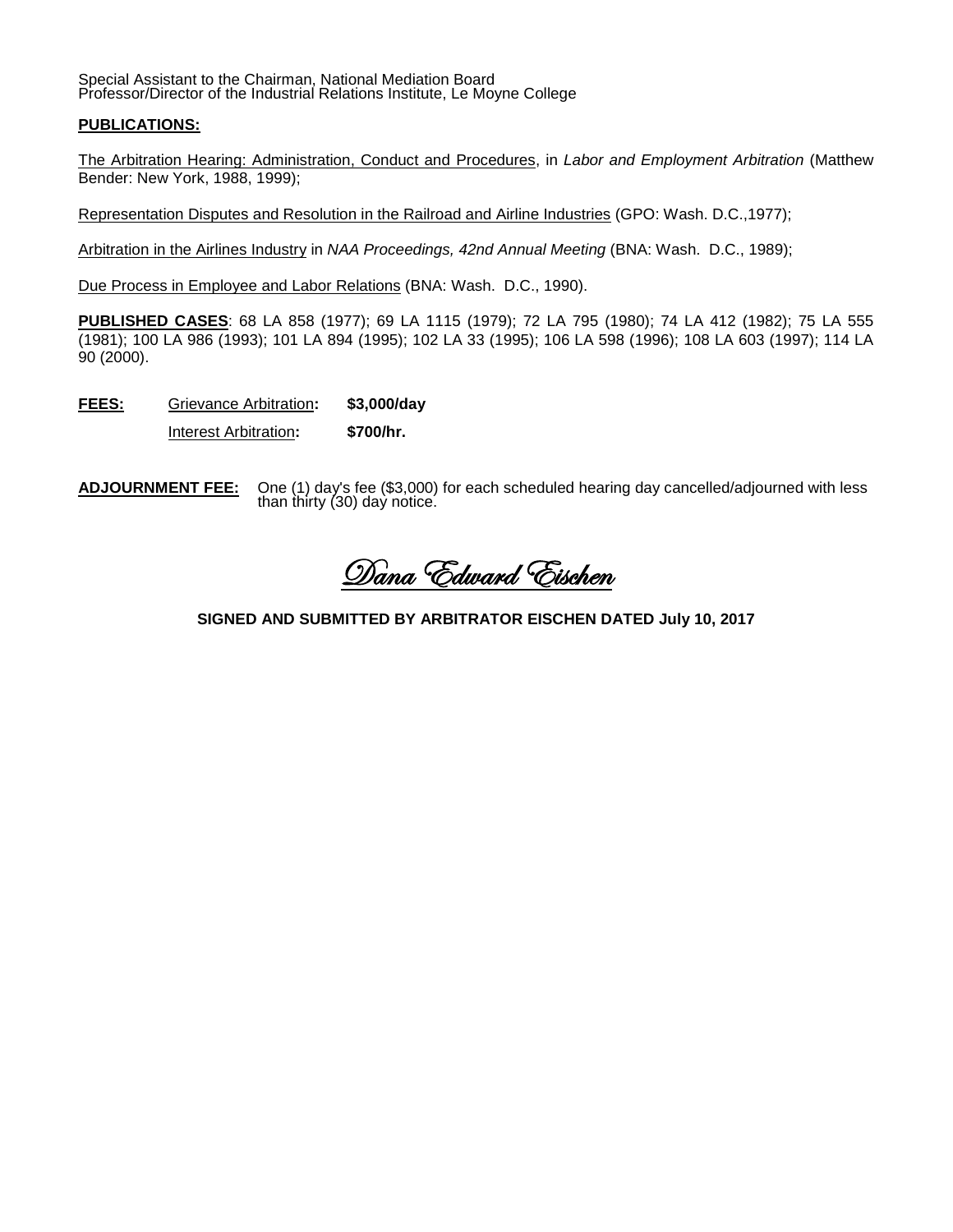Special Assistant to the Chairman, National Mediation Board
Professor/Director of the Industrial Relations Institute, Le Moyne College

**PUBLICATIONS:**

The Arbitration Hearing: Administration, Conduct and Procedures, in *Labor and Employment Arbitration* (Matthew Bender: New York, 1988, 1999);

Representation Disputes and Resolution in the Railroad and Airline Industries (GPO: Wash. D.C.,1977);

Arbitration in the Airlines Industry in *NAA Proceedings, 42nd Annual Meeting* (BNA: Wash. D.C., 1989);

Due Process in Employee and Labor Relations (BNA: Wash. D.C., 1990).

**PUBLISHED CASES**: 68 LA 858 (1977); 69 LA 1115 (1979); 72 LA 795 (1980); 74 LA 412 (1982); 75 LA 555 (1981); 100 LA 986 (1993); 101 LA 894 (1995); 102 LA 33 (1995); 106 LA 598 (1996); 108 LA 603 (1997); 114 LA 90 (2000).

**FEES:** Grievance Arbitration**:** **$3,000/day**

Interest Arbitration**:** **$700/hr.**

**ADJOURNMENT FEE:** One (1) day's fee ($3,000) for each scheduled hearing day cancelled/adjourned with less than thirty (30) day notice.

*Dana Edward Eischen*

**SIGNED AND SUBMITTED BY ARBITRATOR EISCHEN DATED July 10, 2017**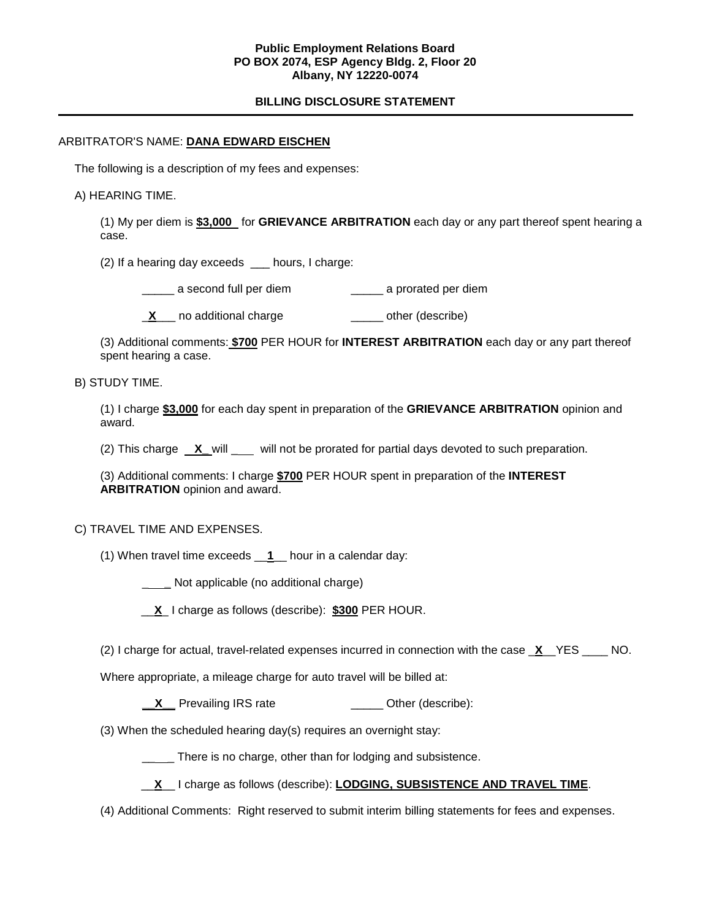**Public Employment Relations Board**
**PO BOX 2074, ESP Agency Bldg. 2, Floor 20**
**Albany, NY 12220-0074**

## BILLING DISCLOSURE STATEMENT

---

ARBITRATOR'S NAME: **DANA EDWARD EISCHEN**

The following is a description of my fees and expenses:

A) HEARING TIME.

(1) My per diem is **$3,000** for **GRIEVANCE ARBITRATION** each day or any part thereof spent hearing a case.

(2) If a hearing day exceeds ___ hours, I charge:

_____ a second full per diem _____ a prorated per diem

_**X**___ no additional charge _____ other (describe)

(3) Additional comments: **$700** PER HOUR for **INTEREST ARBITRATION** each day or any part thereof spent hearing a case.

B) STUDY TIME.

(1) I charge **$3,000** for each day spent in preparation of the **GRIEVANCE ARBITRATION** opinion and award.

(2) This charge __**X**_ will ___ will not be prorated for partial days devoted to such preparation.

(3) Additional comments: I charge **$700** PER HOUR spent in preparation of the **INTEREST ARBITRATION** opinion and award.

C) TRAVEL TIME AND EXPENSES.

(1) When travel time exceeds __**1**__ hour in a calendar day:

____ Not applicable (no additional charge)

__**X**_ I charge as follows (describe): **$300** PER HOUR.

(2) I charge for actual, travel-related expenses incurred in connection with the case _**X**__YES ____ NO.

Where appropriate, a mileage charge for auto travel will be billed at:

__**X**__ Prevailing IRS rate _____ Other (describe):

(3) When the scheduled hearing day(s) requires an overnight stay:

_____ There is no charge, other than for lodging and subsistence.

__**X**__ I charge as follows (describe): **LODGING, SUBSISTENCE AND TRAVEL TIME**.

(4) Additional Comments: Right reserved to submit interim billing statements for fees and expenses.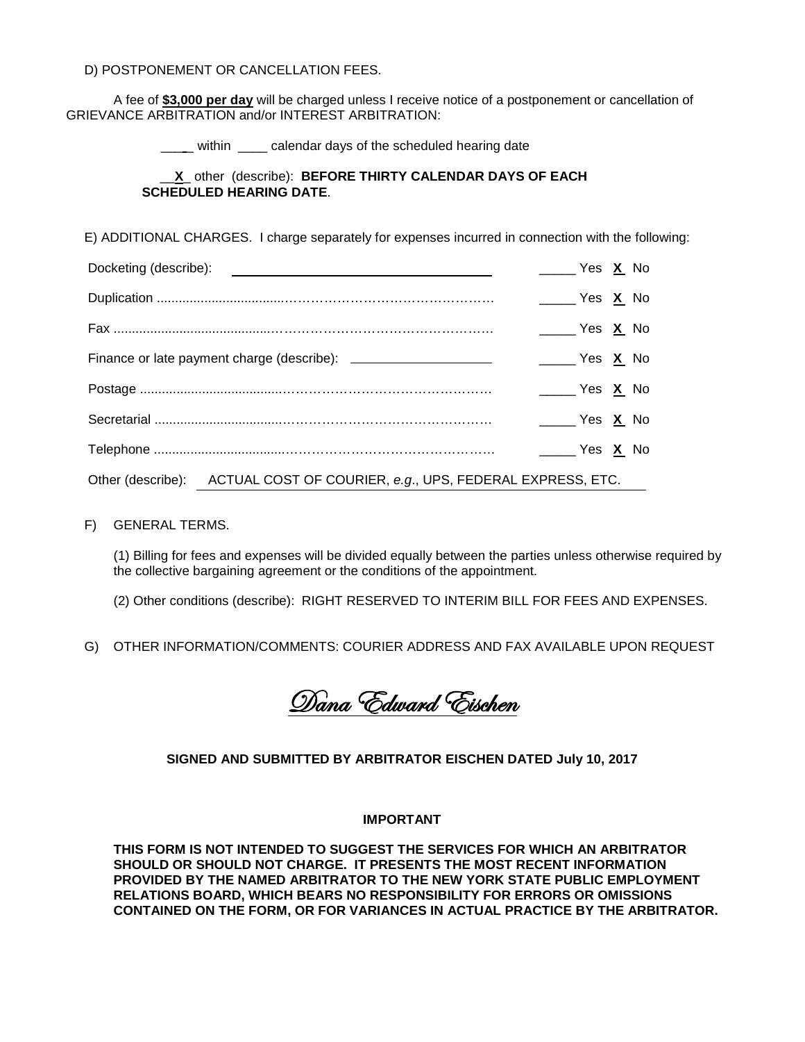D) POSTPONEMENT OR CANCELLATION FEES.

A fee of **$3,000 per day** will be charged unless I receive notice of a postponement or cancellation of GRIEVANCE ARBITRATION and/or INTEREST ARBITRATION:

_____ within ____ calendar days of the scheduled hearing date

__X_ other (describe): **BEFORE THIRTY CALENDAR DAYS OF EACH SCHEDULED HEARING DATE**.

E) ADDITIONAL CHARGES. I charge separately for expenses incurred in connection with the following:

| | |
|---|---|
| Docketing (describe): ____________________ | _____ Yes **X** No |
| Duplication ........................................ | _____ Yes **X** No |
| Fax ........................................ | _____ Yes **X** No |
| Finance or late payment charge (describe): ____________ | _____ Yes **X** No |
| Postage ........................................ | _____ Yes **X** No |
| Secretarial ........................................ | _____ Yes **X** No |
| Telephone ........................................ | _____ Yes **X** No |

Other (describe): ACTUAL COST OF COURIER, *e.g*., UPS, FEDERAL EXPRESS, ETC.

F) GENERAL TERMS.

(1) Billing for fees and expenses will be divided equally between the parties unless otherwise required by the collective bargaining agreement or the conditions of the appointment.

(2) Other conditions (describe): RIGHT RESERVED TO INTERIM BILL FOR FEES AND EXPENSES.

G) OTHER INFORMATION/COMMENTS: COURIER ADDRESS AND FAX AVAILABLE UPON REQUEST

*Dana Edward Eischen*

**SIGNED AND SUBMITTED BY ARBITRATOR EISCHEN DATED July 10, 2017**

**IMPORTANT**

**THIS FORM IS NOT INTENDED TO SUGGEST THE SERVICES FOR WHICH AN ARBITRATOR SHOULD OR SHOULD NOT CHARGE. IT PRESENTS THE MOST RECENT INFORMATION PROVIDED BY THE NAMED ARBITRATOR TO THE NEW YORK STATE PUBLIC EMPLOYMENT RELATIONS BOARD, WHICH BEARS NO RESPONSIBILITY FOR ERRORS OR OMISSIONS CONTAINED ON THE FORM, OR FOR VARIANCES IN ACTUAL PRACTICE BY THE ARBITRATOR.**